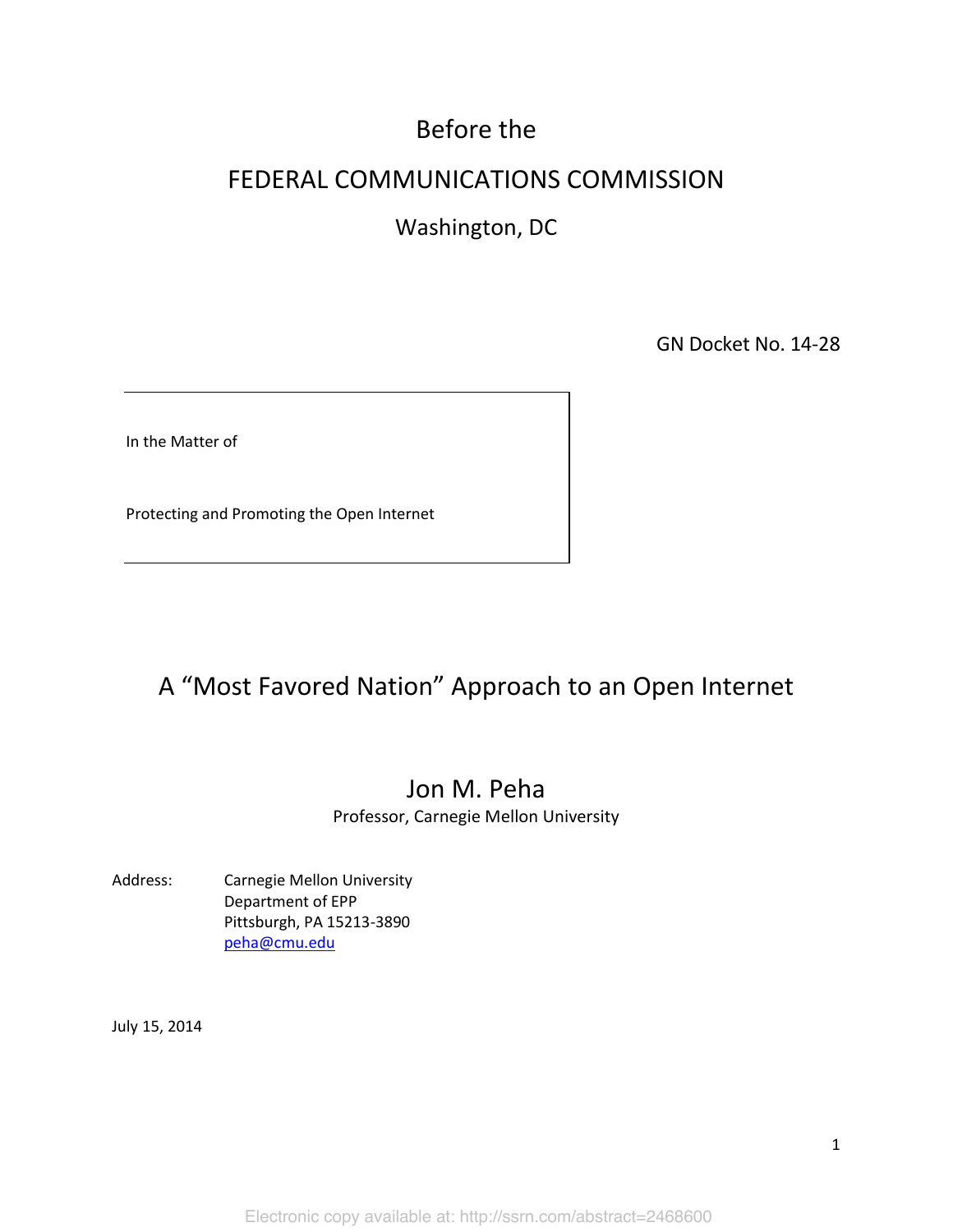Before the

FEDERAL COMMUNICATIONS COMMISSION

Washington, DC

GN Docket No. 14-28

In the Matter of

Protecting and Promoting the Open Internet

# A "Most Favored Nation" Approach to an Open Internet

Jon M. Peha

Professor, Carnegie Mellon University

Address: Carnegie Mellon University
Department of EPP
Pittsburgh, PA 15213-3890
peha@cmu.edu

July 15, 2014

Electronic copy available at: http://ssrn.com/abstract=2468600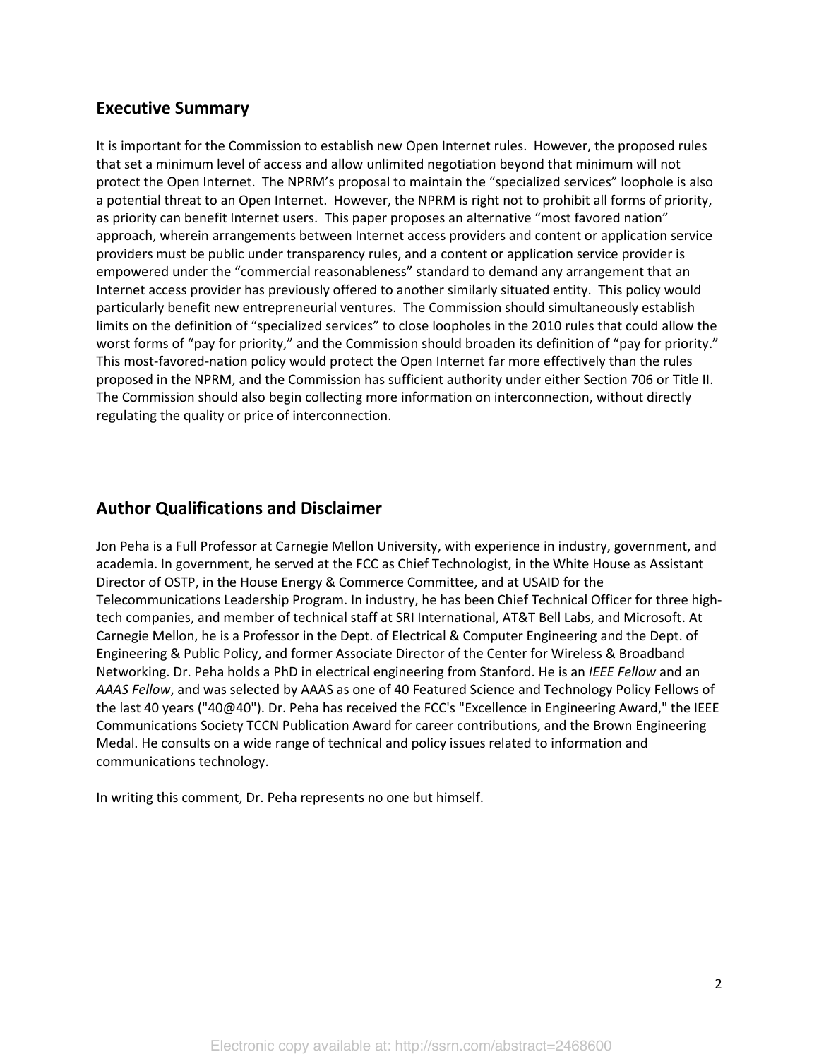## Executive Summary

It is important for the Commission to establish new Open Internet rules. However, the proposed rules that set a minimum level of access and allow unlimited negotiation beyond that minimum will not protect the Open Internet. The NPRM's proposal to maintain the "specialized services" loophole is also a potential threat to an Open Internet. However, the NPRM is right not to prohibit all forms of priority, as priority can benefit Internet users. This paper proposes an alternative "most favored nation" approach, wherein arrangements between Internet access providers and content or application service providers must be public under transparency rules, and a content or application service provider is empowered under the "commercial reasonableness" standard to demand any arrangement that an Internet access provider has previously offered to another similarly situated entity. This policy would particularly benefit new entrepreneurial ventures. The Commission should simultaneously establish limits on the definition of "specialized services" to close loopholes in the 2010 rules that could allow the worst forms of "pay for priority," and the Commission should broaden its definition of "pay for priority." This most-favored-nation policy would protect the Open Internet far more effectively than the rules proposed in the NPRM, and the Commission has sufficient authority under either Section 706 or Title II. The Commission should also begin collecting more information on interconnection, without directly regulating the quality or price of interconnection.

## Author Qualifications and Disclaimer

Jon Peha is a Full Professor at Carnegie Mellon University, with experience in industry, government, and academia. In government, he served at the FCC as Chief Technologist, in the White House as Assistant Director of OSTP, in the House Energy & Commerce Committee, and at USAID for the Telecommunications Leadership Program. In industry, he has been Chief Technical Officer for three high-tech companies, and member of technical staff at SRI International, AT&T Bell Labs, and Microsoft. At Carnegie Mellon, he is a Professor in the Dept. of Electrical & Computer Engineering and the Dept. of Engineering & Public Policy, and former Associate Director of the Center for Wireless & Broadband Networking. Dr. Peha holds a PhD in electrical engineering from Stanford. He is an *IEEE Fellow* and an *AAAS Fellow*, and was selected by AAAS as one of 40 Featured Science and Technology Policy Fellows of the last 40 years ("40@40"). Dr. Peha has received the FCC's "Excellence in Engineering Award," the IEEE Communications Society TCCN Publication Award for career contributions, and the Brown Engineering Medal. He consults on a wide range of technical and policy issues related to information and communications technology.

In writing this comment, Dr. Peha represents no one but himself.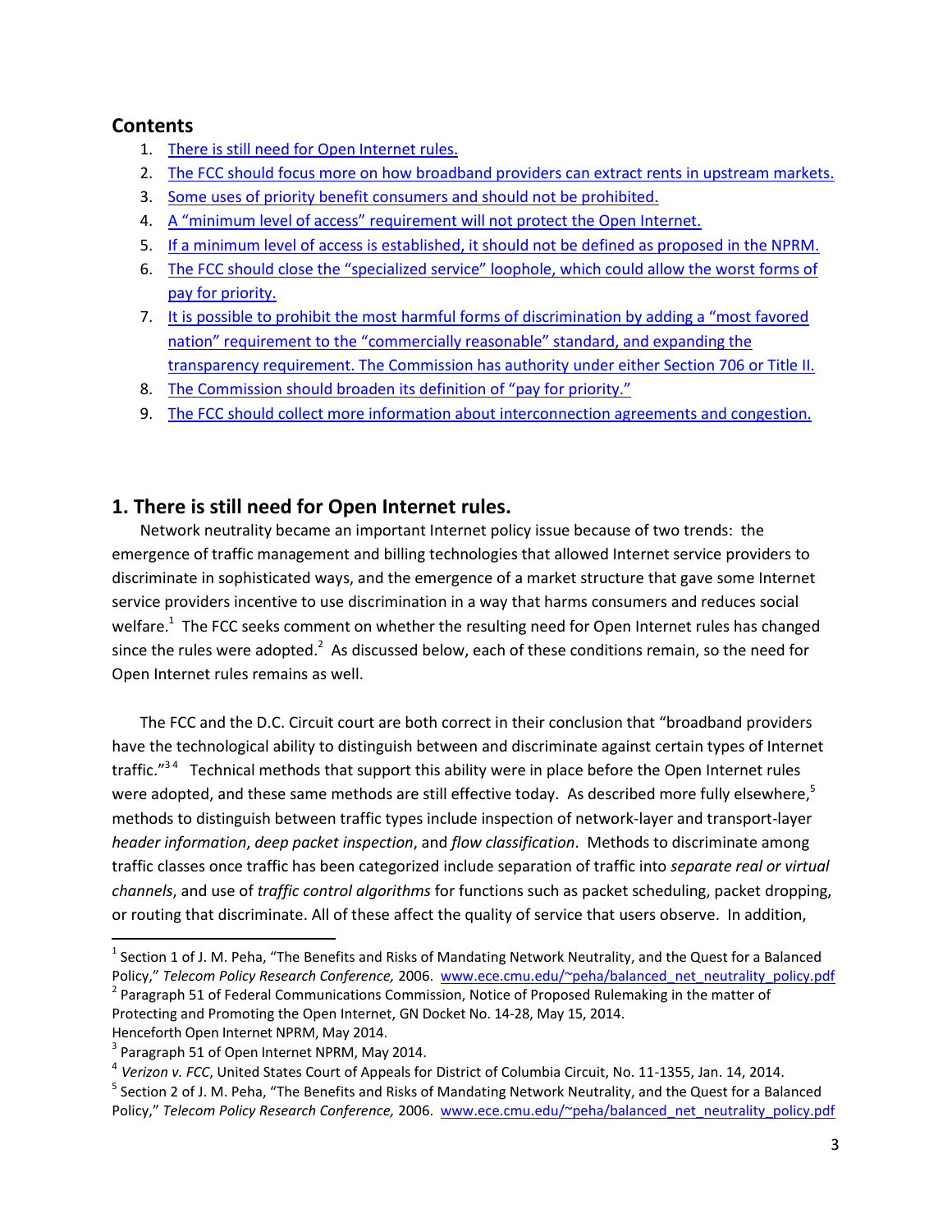## Contents

1. There is still need for Open Internet rules.
2. The FCC should focus more on how broadband providers can extract rents in upstream markets.
3. Some uses of priority benefit consumers and should not be prohibited.
4. A "minimum level of access" requirement will not protect the Open Internet.
5. If a minimum level of access is established, it should not be defined as proposed in the NPRM.
6. The FCC should close the "specialized service" loophole, which could allow the worst forms of pay for priority.
7. It is possible to prohibit the most harmful forms of discrimination by adding a "most favored nation" requirement to the "commercially reasonable" standard, and expanding the transparency requirement. The Commission has authority under either Section 706 or Title II.
8. The Commission should broaden its definition of "pay for priority."
9. The FCC should collect more information about interconnection agreements and congestion.

## 1. There is still need for Open Internet rules.

Network neutrality became an important Internet policy issue because of two trends: the emergence of traffic management and billing technologies that allowed Internet service providers to discriminate in sophisticated ways, and the emergence of a market structure that gave some Internet service providers incentive to use discrimination in a way that harms consumers and reduces social welfare.[1] The FCC seeks comment on whether the resulting need for Open Internet rules has changed since the rules were adopted.[2] As discussed below, each of these conditions remain, so the need for Open Internet rules remains as well.

The FCC and the D.C. Circuit court are both correct in their conclusion that "broadband providers have the technological ability to distinguish between and discriminate against certain types of Internet traffic."[3][4] Technical methods that support this ability were in place before the Open Internet rules were adopted, and these same methods are still effective today. As described more fully elsewhere,[5] methods to distinguish between traffic types include inspection of network-layer and transport-layer *header information*, *deep packet inspection*, and *flow classification*. Methods to discriminate among traffic classes once traffic has been categorized include separation of traffic into *separate real or virtual channels*, and use of *traffic control algorithms* for functions such as packet scheduling, packet dropping, or routing that discriminate. All of these affect the quality of service that users observe. In addition,

[1] Section 1 of J. M. Peha, "The Benefits and Risks of Mandating Network Neutrality, and the Quest for a Balanced Policy," *Telecom Policy Research Conference,* 2006. www.ece.cmu.edu/~peha/balanced_net_neutrality_policy.pdf

[2] Paragraph 51 of Federal Communications Commission, Notice of Proposed Rulemaking in the matter of Protecting and Promoting the Open Internet, GN Docket No. 14-28, May 15, 2014. Henceforth Open Internet NPRM, May 2014.

[3] Paragraph 51 of Open Internet NPRM, May 2014.

[4] *Verizon v. FCC*, United States Court of Appeals for District of Columbia Circuit, No. 11-1355, Jan. 14, 2014.

[5] Section 2 of J. M. Peha, "The Benefits and Risks of Mandating Network Neutrality, and the Quest for a Balanced Policy," *Telecom Policy Research Conference,* 2006. www.ece.cmu.edu/~peha/balanced_net_neutrality_policy.pdf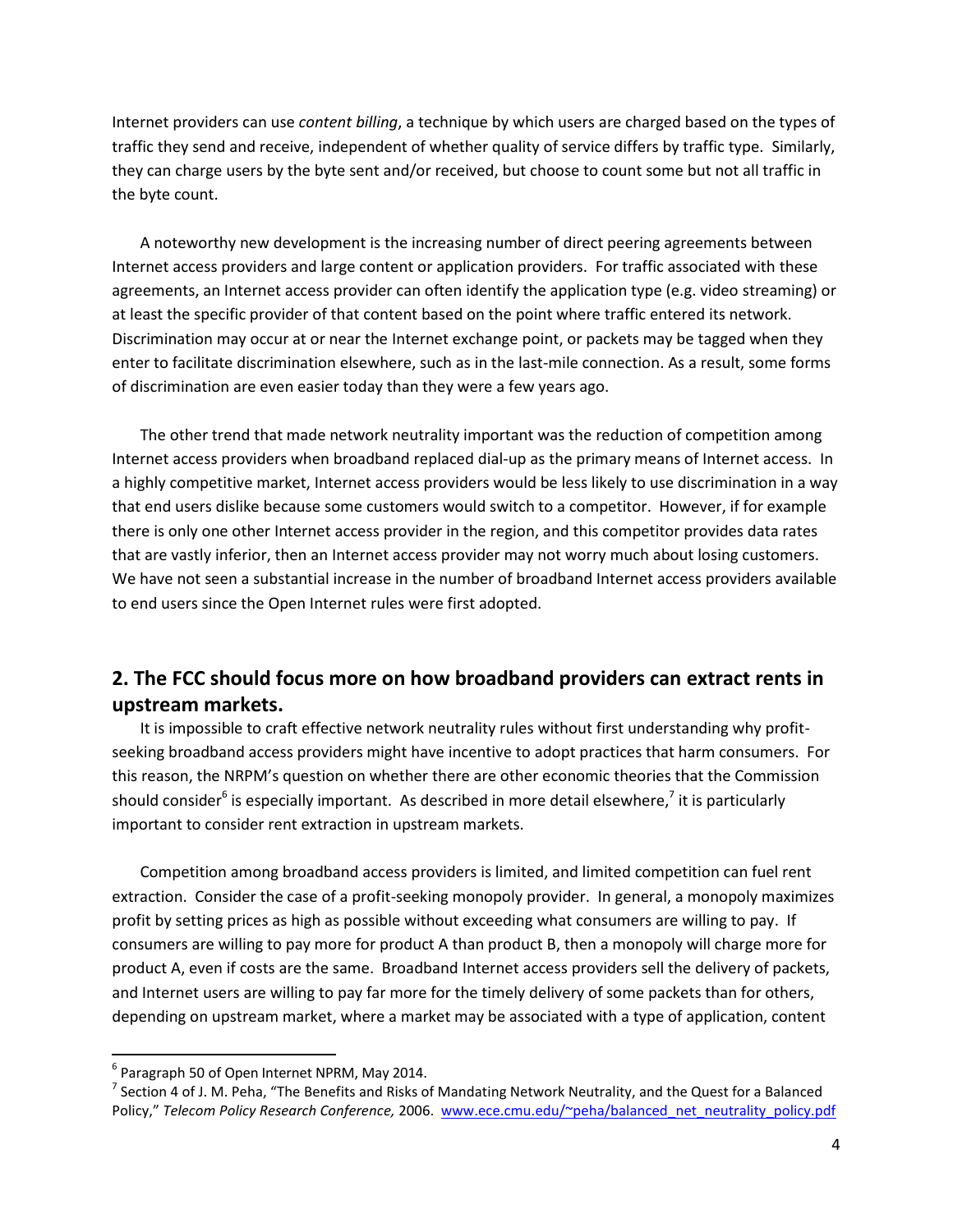Internet providers can use *content billing*, a technique by which users are charged based on the types of traffic they send and receive, independent of whether quality of service differs by traffic type. Similarly, they can charge users by the byte sent and/or received, but choose to count some but not all traffic in the byte count.

A noteworthy new development is the increasing number of direct peering agreements between Internet access providers and large content or application providers. For traffic associated with these agreements, an Internet access provider can often identify the application type (e.g. video streaming) or at least the specific provider of that content based on the point where traffic entered its network. Discrimination may occur at or near the Internet exchange point, or packets may be tagged when they enter to facilitate discrimination elsewhere, such as in the last-mile connection. As a result, some forms of discrimination are even easier today than they were a few years ago.

The other trend that made network neutrality important was the reduction of competition among Internet access providers when broadband replaced dial-up as the primary means of Internet access. In a highly competitive market, Internet access providers would be less likely to use discrimination in a way that end users dislike because some customers would switch to a competitor. However, if for example there is only one other Internet access provider in the region, and this competitor provides data rates that are vastly inferior, then an Internet access provider may not worry much about losing customers. We have not seen a substantial increase in the number of broadband Internet access providers available to end users since the Open Internet rules were first adopted.

## 2. The FCC should focus more on how broadband providers can extract rents in upstream markets.

It is impossible to craft effective network neutrality rules without first understanding why profit-seeking broadband access providers might have incentive to adopt practices that harm consumers. For this reason, the NRPM's question on whether there are other economic theories that the Commission should consider[6] is especially important. As described in more detail elsewhere,[7] it is particularly important to consider rent extraction in upstream markets.

Competition among broadband access providers is limited, and limited competition can fuel rent extraction. Consider the case of a profit-seeking monopoly provider. In general, a monopoly maximizes profit by setting prices as high as possible without exceeding what consumers are willing to pay. If consumers are willing to pay more for product A than product B, then a monopoly will charge more for product A, even if costs are the same. Broadband Internet access providers sell the delivery of packets, and Internet users are willing to pay far more for the timely delivery of some packets than for others, depending on upstream market, where a market may be associated with a type of application, content

---

[6] Paragraph 50 of Open Internet NPRM, May 2014.

[7] Section 4 of J. M. Peha, "The Benefits and Risks of Mandating Network Neutrality, and the Quest for a Balanced Policy," *Telecom Policy Research Conference,* 2006. www.ece.cmu.edu/~peha/balanced_net_neutrality_policy.pdf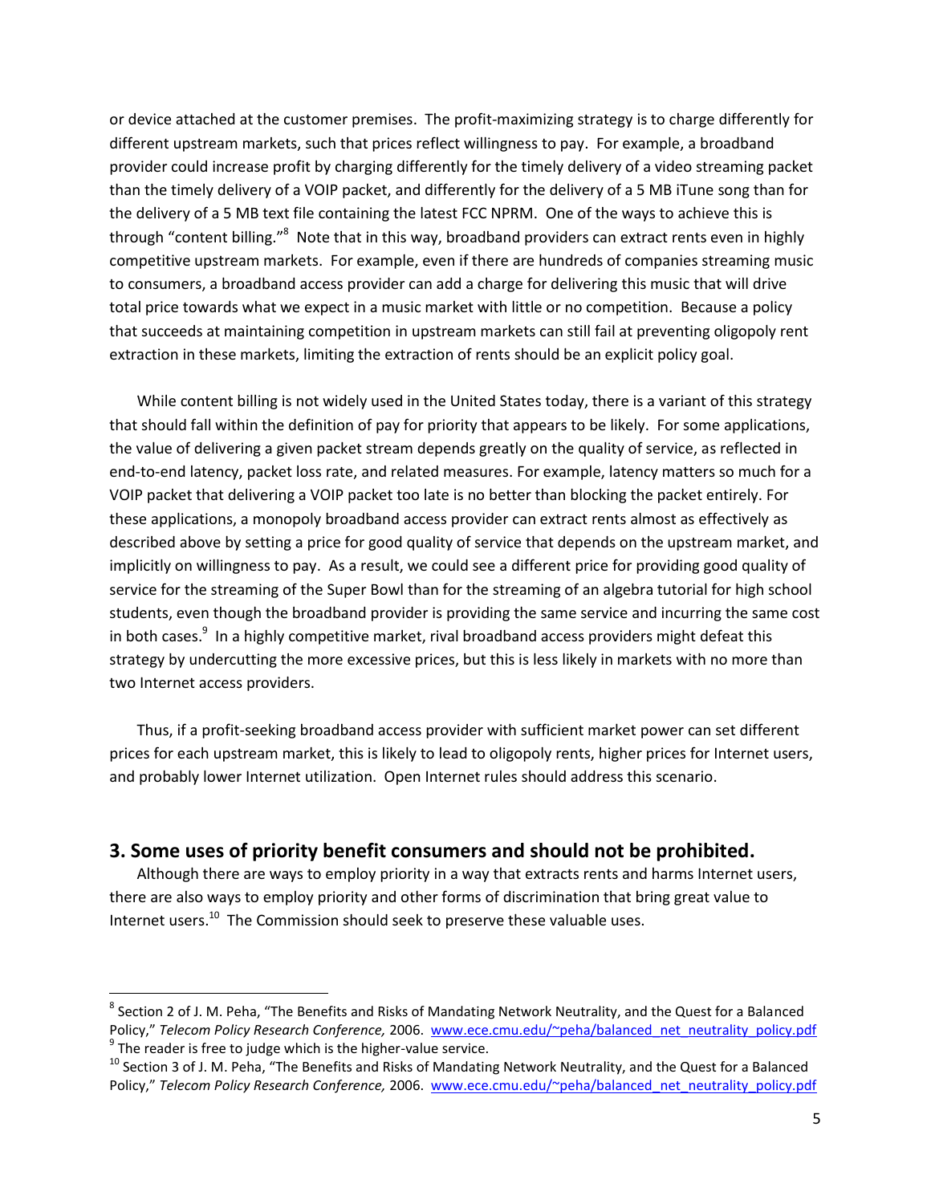or device attached at the customer premises. The profit-maximizing strategy is to charge differently for different upstream markets, such that prices reflect willingness to pay. For example, a broadband provider could increase profit by charging differently for the timely delivery of a video streaming packet than the timely delivery of a VOIP packet, and differently for the delivery of a 5 MB iTune song than for the delivery of a 5 MB text file containing the latest FCC NPRM. One of the ways to achieve this is through "content billing."[8] Note that in this way, broadband providers can extract rents even in highly competitive upstream markets. For example, even if there are hundreds of companies streaming music to consumers, a broadband access provider can add a charge for delivering this music that will drive total price towards what we expect in a music market with little or no competition. Because a policy that succeeds at maintaining competition in upstream markets can still fail at preventing oligopoly rent extraction in these markets, limiting the extraction of rents should be an explicit policy goal.

While content billing is not widely used in the United States today, there is a variant of this strategy that should fall within the definition of pay for priority that appears to be likely. For some applications, the value of delivering a given packet stream depends greatly on the quality of service, as reflected in end-to-end latency, packet loss rate, and related measures. For example, latency matters so much for a VOIP packet that delivering a VOIP packet too late is no better than blocking the packet entirely. For these applications, a monopoly broadband access provider can extract rents almost as effectively as described above by setting a price for good quality of service that depends on the upstream market, and implicitly on willingness to pay. As a result, we could see a different price for providing good quality of service for the streaming of the Super Bowl than for the streaming of an algebra tutorial for high school students, even though the broadband provider is providing the same service and incurring the same cost in both cases.[9] In a highly competitive market, rival broadband access providers might defeat this strategy by undercutting the more excessive prices, but this is less likely in markets with no more than two Internet access providers.

Thus, if a profit-seeking broadband access provider with sufficient market power can set different prices for each upstream market, this is likely to lead to oligopoly rents, higher prices for Internet users, and probably lower Internet utilization. Open Internet rules should address this scenario.

## 3. Some uses of priority benefit consumers and should not be prohibited.

Although there are ways to employ priority in a way that extracts rents and harms Internet users, there are also ways to employ priority and other forms of discrimination that bring great value to Internet users.[10] The Commission should seek to preserve these valuable uses.

---

[8] Section 2 of J. M. Peha, "The Benefits and Risks of Mandating Network Neutrality, and the Quest for a Balanced Policy," *Telecom Policy Research Conference,* 2006. www.ece.cmu.edu/~peha/balanced_net_neutrality_policy.pdf

[9] The reader is free to judge which is the higher-value service.

[10] Section 3 of J. M. Peha, "The Benefits and Risks of Mandating Network Neutrality, and the Quest for a Balanced Policy," *Telecom Policy Research Conference,* 2006. www.ece.cmu.edu/~peha/balanced_net_neutrality_policy.pdf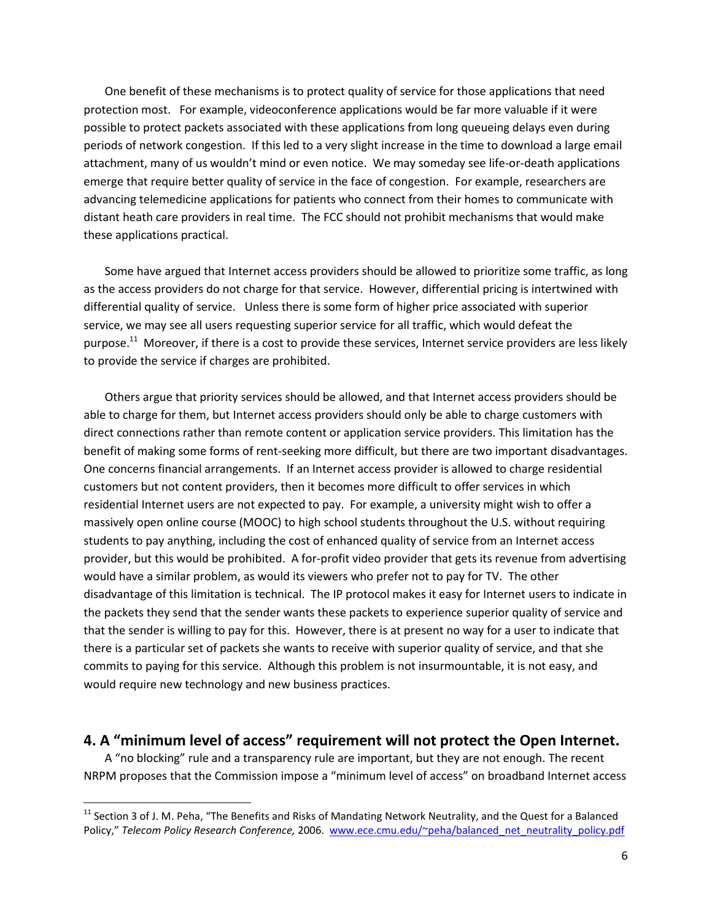One benefit of these mechanisms is to protect quality of service for those applications that need protection most. For example, videoconference applications would be far more valuable if it were possible to protect packets associated with these applications from long queueing delays even during periods of network congestion. If this led to a very slight increase in the time to download a large email attachment, many of us wouldn't mind or even notice. We may someday see life-or-death applications emerge that require better quality of service in the face of congestion. For example, researchers are advancing telemedicine applications for patients who connect from their homes to communicate with distant heath care providers in real time. The FCC should not prohibit mechanisms that would make these applications practical.

Some have argued that Internet access providers should be allowed to prioritize some traffic, as long as the access providers do not charge for that service. However, differential pricing is intertwined with differential quality of service. Unless there is some form of higher price associated with superior service, we may see all users requesting superior service for all traffic, which would defeat the purpose.[11] Moreover, if there is a cost to provide these services, Internet service providers are less likely to provide the service if charges are prohibited.

Others argue that priority services should be allowed, and that Internet access providers should be able to charge for them, but Internet access providers should only be able to charge customers with direct connections rather than remote content or application service providers. This limitation has the benefit of making some forms of rent-seeking more difficult, but there are two important disadvantages. One concerns financial arrangements. If an Internet access provider is allowed to charge residential customers but not content providers, then it becomes more difficult to offer services in which residential Internet users are not expected to pay. For example, a university might wish to offer a massively open online course (MOOC) to high school students throughout the U.S. without requiring students to pay anything, including the cost of enhanced quality of service from an Internet access provider, but this would be prohibited. A for-profit video provider that gets its revenue from advertising would have a similar problem, as would its viewers who prefer not to pay for TV. The other disadvantage of this limitation is technical. The IP protocol makes it easy for Internet users to indicate in the packets they send that the sender wants these packets to experience superior quality of service and that the sender is willing to pay for this. However, there is at present no way for a user to indicate that there is a particular set of packets she wants to receive with superior quality of service, and that she commits to paying for this service. Although this problem is not insurmountable, it is not easy, and would require new technology and new business practices.

## 4. A "minimum level of access" requirement will not protect the Open Internet.

A "no blocking" rule and a transparency rule are important, but they are not enough. The recent NRPM proposes that the Commission impose a "minimum level of access" on broadband Internet access

[11] Section 3 of J. M. Peha, "The Benefits and Risks of Mandating Network Neutrality, and the Quest for a Balanced Policy," *Telecom Policy Research Conference,* 2006. www.ece.cmu.edu/~peha/balanced_net_neutrality_policy.pdf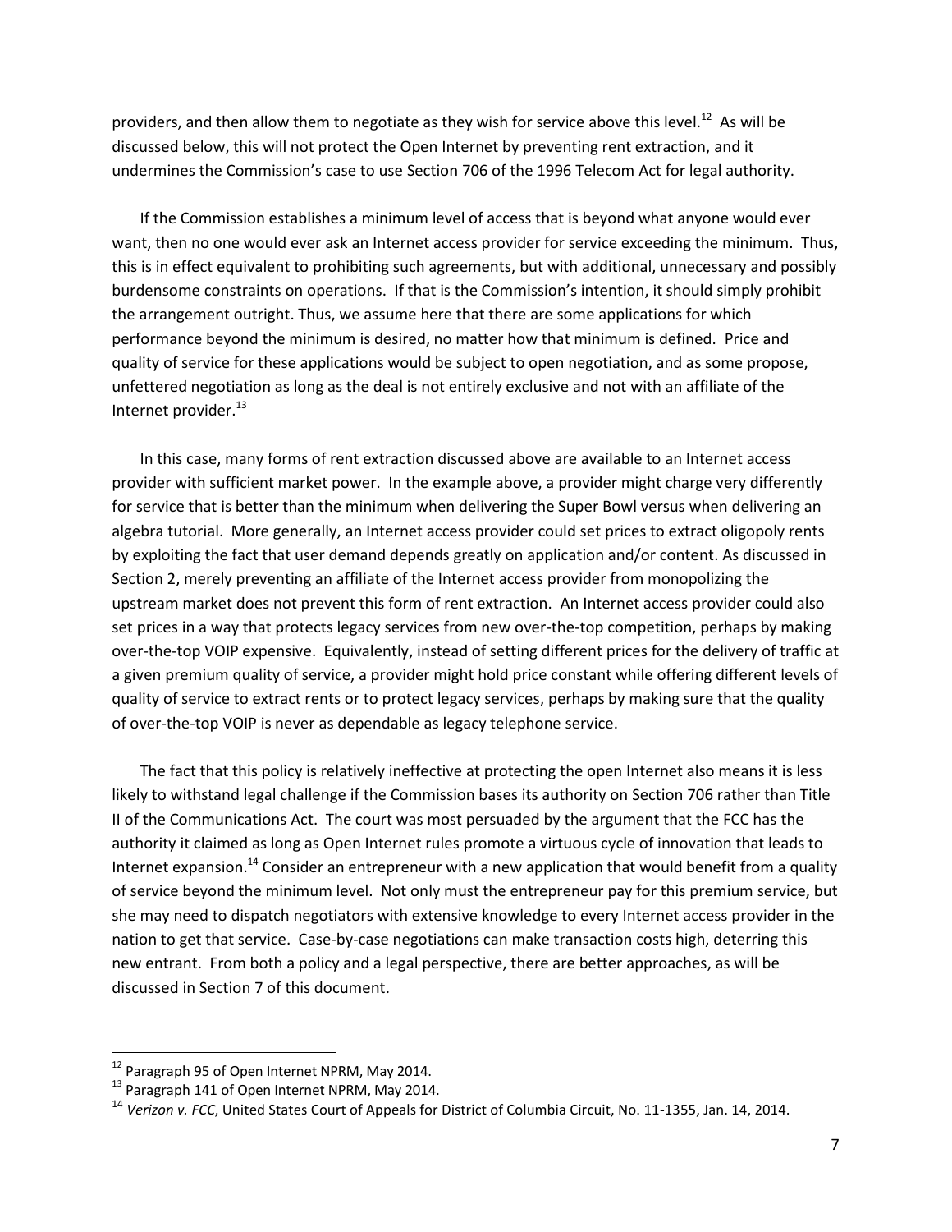providers, and then allow them to negotiate as they wish for service above this level.[12] As will be discussed below, this will not protect the Open Internet by preventing rent extraction, and it undermines the Commission's case to use Section 706 of the 1996 Telecom Act for legal authority.

If the Commission establishes a minimum level of access that is beyond what anyone would ever want, then no one would ever ask an Internet access provider for service exceeding the minimum. Thus, this is in effect equivalent to prohibiting such agreements, but with additional, unnecessary and possibly burdensome constraints on operations. If that is the Commission's intention, it should simply prohibit the arrangement outright. Thus, we assume here that there are some applications for which performance beyond the minimum is desired, no matter how that minimum is defined. Price and quality of service for these applications would be subject to open negotiation, and as some propose, unfettered negotiation as long as the deal is not entirely exclusive and not with an affiliate of the Internet provider.[13]

In this case, many forms of rent extraction discussed above are available to an Internet access provider with sufficient market power. In the example above, a provider might charge very differently for service that is better than the minimum when delivering the Super Bowl versus when delivering an algebra tutorial. More generally, an Internet access provider could set prices to extract oligopoly rents by exploiting the fact that user demand depends greatly on application and/or content. As discussed in Section 2, merely preventing an affiliate of the Internet access provider from monopolizing the upstream market does not prevent this form of rent extraction. An Internet access provider could also set prices in a way that protects legacy services from new over-the-top competition, perhaps by making over-the-top VOIP expensive. Equivalently, instead of setting different prices for the delivery of traffic at a given premium quality of service, a provider might hold price constant while offering different levels of quality of service to extract rents or to protect legacy services, perhaps by making sure that the quality of over-the-top VOIP is never as dependable as legacy telephone service.

The fact that this policy is relatively ineffective at protecting the open Internet also means it is less likely to withstand legal challenge if the Commission bases its authority on Section 706 rather than Title II of the Communications Act. The court was most persuaded by the argument that the FCC has the authority it claimed as long as Open Internet rules promote a virtuous cycle of innovation that leads to Internet expansion.[14] Consider an entrepreneur with a new application that would benefit from a quality of service beyond the minimum level. Not only must the entrepreneur pay for this premium service, but she may need to dispatch negotiators with extensive knowledge to every Internet access provider in the nation to get that service. Case-by-case negotiations can make transaction costs high, deterring this new entrant. From both a policy and a legal perspective, there are better approaches, as will be discussed in Section 7 of this document.

---

[12] Paragraph 95 of Open Internet NPRM, May 2014.

[13] Paragraph 141 of Open Internet NPRM, May 2014.

[14] *Verizon v. FCC*, United States Court of Appeals for District of Columbia Circuit, No. 11-1355, Jan. 14, 2014.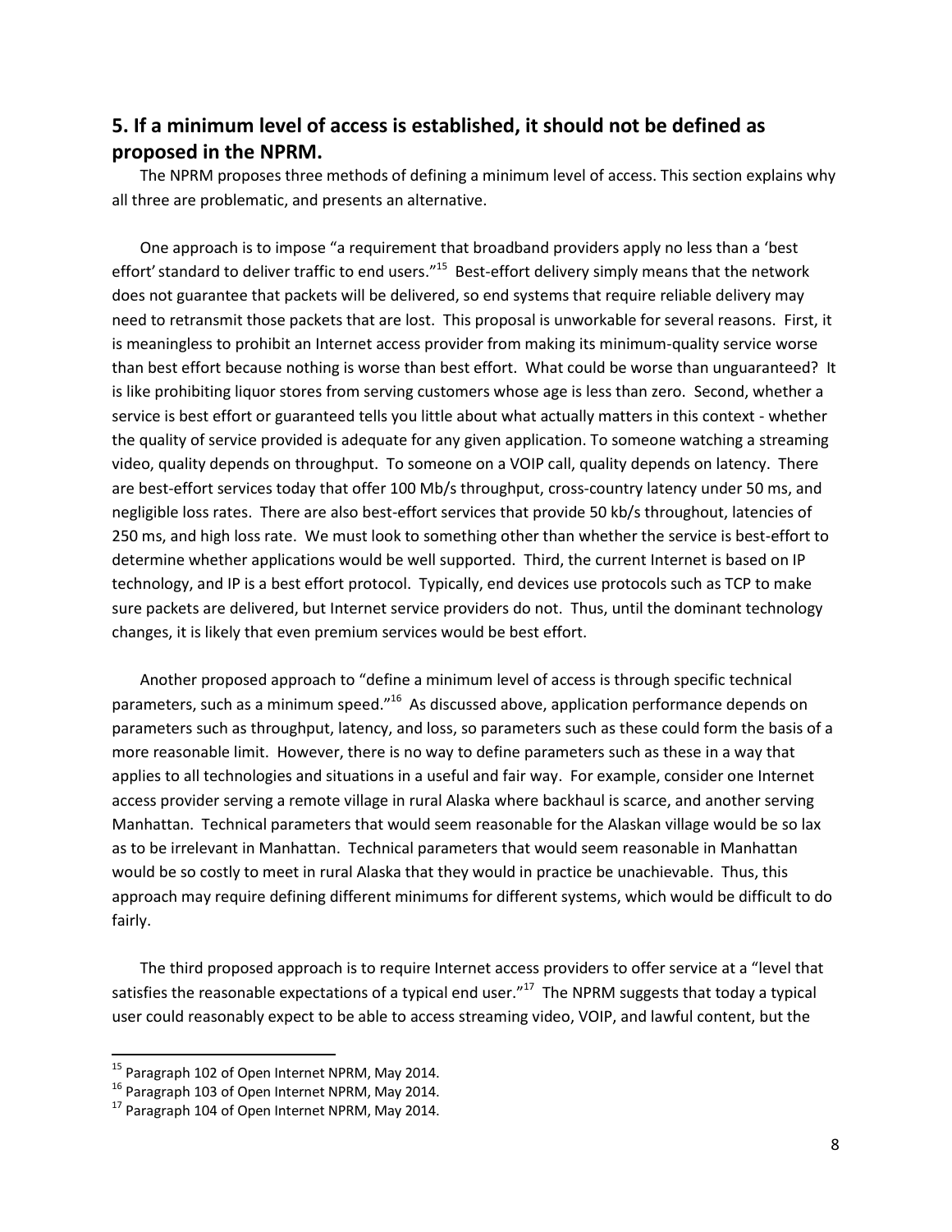## 5. If a minimum level of access is established, it should not be defined as proposed in the NPRM.

The NPRM proposes three methods of defining a minimum level of access. This section explains why all three are problematic, and presents an alternative.

One approach is to impose "a requirement that broadband providers apply no less than a 'best effort' standard to deliver traffic to end users."[15] Best-effort delivery simply means that the network does not guarantee that packets will be delivered, so end systems that require reliable delivery may need to retransmit those packets that are lost. This proposal is unworkable for several reasons. First, it is meaningless to prohibit an Internet access provider from making its minimum-quality service worse than best effort because nothing is worse than best effort. What could be worse than unguaranteed? It is like prohibiting liquor stores from serving customers whose age is less than zero. Second, whether a service is best effort or guaranteed tells you little about what actually matters in this context - whether the quality of service provided is adequate for any given application. To someone watching a streaming video, quality depends on throughput. To someone on a VOIP call, quality depends on latency. There are best-effort services today that offer 100 Mb/s throughput, cross-country latency under 50 ms, and negligible loss rates. There are also best-effort services that provide 50 kb/s throughout, latencies of 250 ms, and high loss rate. We must look to something other than whether the service is best-effort to determine whether applications would be well supported. Third, the current Internet is based on IP technology, and IP is a best effort protocol. Typically, end devices use protocols such as TCP to make sure packets are delivered, but Internet service providers do not. Thus, until the dominant technology changes, it is likely that even premium services would be best effort.

Another proposed approach to "define a minimum level of access is through specific technical parameters, such as a minimum speed."[16] As discussed above, application performance depends on parameters such as throughput, latency, and loss, so parameters such as these could form the basis of a more reasonable limit. However, there is no way to define parameters such as these in a way that applies to all technologies and situations in a useful and fair way. For example, consider one Internet access provider serving a remote village in rural Alaska where backhaul is scarce, and another serving Manhattan. Technical parameters that would seem reasonable for the Alaskan village would be so lax as to be irrelevant in Manhattan. Technical parameters that would seem reasonable in Manhattan would be so costly to meet in rural Alaska that they would in practice be unachievable. Thus, this approach may require defining different minimums for different systems, which would be difficult to do fairly.

The third proposed approach is to require Internet access providers to offer service at a "level that satisfies the reasonable expectations of a typical end user."[17] The NPRM suggests that today a typical user could reasonably expect to be able to access streaming video, VOIP, and lawful content, but the

---

[15] Paragraph 102 of Open Internet NPRM, May 2014.

[16] Paragraph 103 of Open Internet NPRM, May 2014.

[17] Paragraph 104 of Open Internet NPRM, May 2014.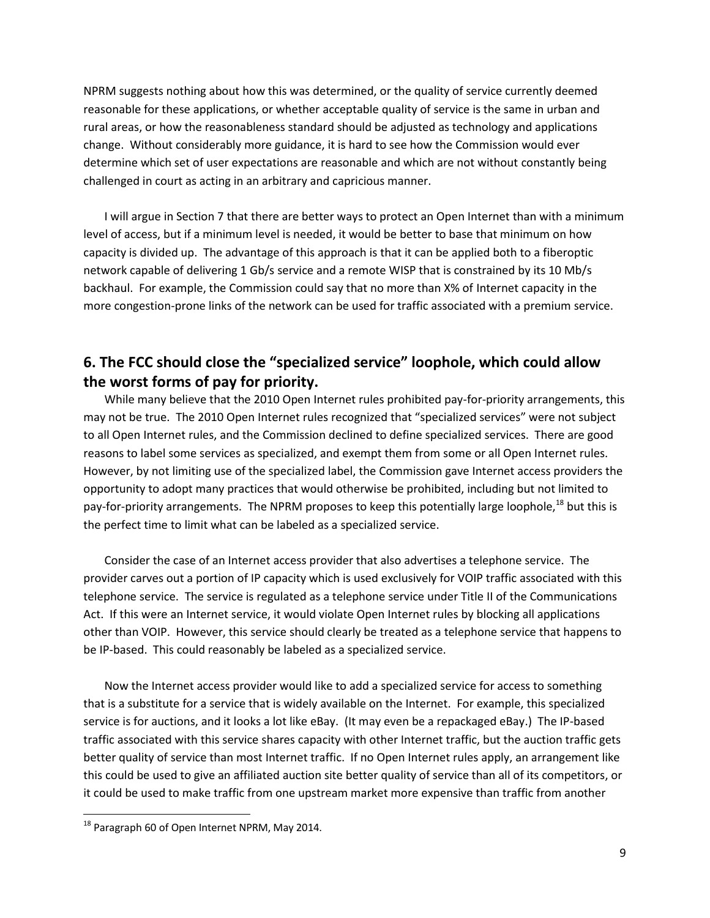NPRM suggests nothing about how this was determined, or the quality of service currently deemed reasonable for these applications, or whether acceptable quality of service is the same in urban and rural areas, or how the reasonableness standard should be adjusted as technology and applications change. Without considerably more guidance, it is hard to see how the Commission would ever determine which set of user expectations are reasonable and which are not without constantly being challenged in court as acting in an arbitrary and capricious manner.

I will argue in Section 7 that there are better ways to protect an Open Internet than with a minimum level of access, but if a minimum level is needed, it would be better to base that minimum on how capacity is divided up. The advantage of this approach is that it can be applied both to a fiberoptic network capable of delivering 1 Gb/s service and a remote WISP that is constrained by its 10 Mb/s backhaul. For example, the Commission could say that no more than X% of Internet capacity in the more congestion-prone links of the network can be used for traffic associated with a premium service.

## 6. The FCC should close the "specialized service" loophole, which could allow the worst forms of pay for priority.

While many believe that the 2010 Open Internet rules prohibited pay-for-priority arrangements, this may not be true. The 2010 Open Internet rules recognized that "specialized services" were not subject to all Open Internet rules, and the Commission declined to define specialized services. There are good reasons to label some services as specialized, and exempt them from some or all Open Internet rules. However, by not limiting use of the specialized label, the Commission gave Internet access providers the opportunity to adopt many practices that would otherwise be prohibited, including but not limited to pay-for-priority arrangements. The NPRM proposes to keep this potentially large loophole,[18] but this is the perfect time to limit what can be labeled as a specialized service.

Consider the case of an Internet access provider that also advertises a telephone service. The provider carves out a portion of IP capacity which is used exclusively for VOIP traffic associated with this telephone service. The service is regulated as a telephone service under Title II of the Communications Act. If this were an Internet service, it would violate Open Internet rules by blocking all applications other than VOIP. However, this service should clearly be treated as a telephone service that happens to be IP-based. This could reasonably be labeled as a specialized service.

Now the Internet access provider would like to add a specialized service for access to something that is a substitute for a service that is widely available on the Internet. For example, this specialized service is for auctions, and it looks a lot like eBay. (It may even be a repackaged eBay.) The IP-based traffic associated with this service shares capacity with other Internet traffic, but the auction traffic gets better quality of service than most Internet traffic. If no Open Internet rules apply, an arrangement like this could be used to give an affiliated auction site better quality of service than all of its competitors, or it could be used to make traffic from one upstream market more expensive than traffic from another

[18] Paragraph 60 of Open Internet NPRM, May 2014.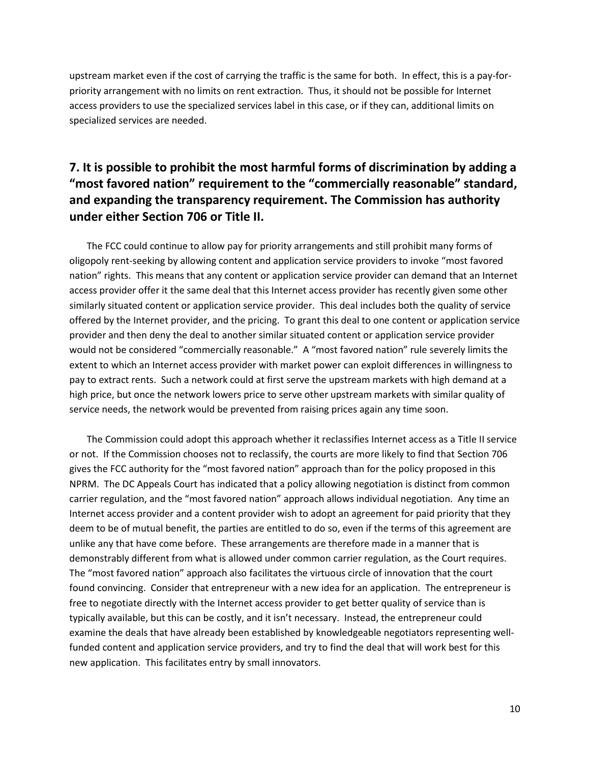upstream market even if the cost of carrying the traffic is the same for both. In effect, this is a pay-for-priority arrangement with no limits on rent extraction. Thus, it should not be possible for Internet access providers to use the specialized services label in this case, or if they can, additional limits on specialized services are needed.

## 7. It is possible to prohibit the most harmful forms of discrimination by adding a "most favored nation" requirement to the "commercially reasonable" standard, and expanding the transparency requirement. The Commission has authority under either Section 706 or Title II.

The FCC could continue to allow pay for priority arrangements and still prohibit many forms of oligopoly rent-seeking by allowing content and application service providers to invoke "most favored nation" rights. This means that any content or application service provider can demand that an Internet access provider offer it the same deal that this Internet access provider has recently given some other similarly situated content or application service provider. This deal includes both the quality of service offered by the Internet provider, and the pricing. To grant this deal to one content or application service provider and then deny the deal to another similar situated content or application service provider would not be considered "commercially reasonable." A "most favored nation" rule severely limits the extent to which an Internet access provider with market power can exploit differences in willingness to pay to extract rents. Such a network could at first serve the upstream markets with high demand at a high price, but once the network lowers price to serve other upstream markets with similar quality of service needs, the network would be prevented from raising prices again any time soon.

The Commission could adopt this approach whether it reclassifies Internet access as a Title II service or not. If the Commission chooses not to reclassify, the courts are more likely to find that Section 706 gives the FCC authority for the "most favored nation" approach than for the policy proposed in this NPRM. The DC Appeals Court has indicated that a policy allowing negotiation is distinct from common carrier regulation, and the "most favored nation" approach allows individual negotiation. Any time an Internet access provider and a content provider wish to adopt an agreement for paid priority that they deem to be of mutual benefit, the parties are entitled to do so, even if the terms of this agreement are unlike any that have come before. These arrangements are therefore made in a manner that is demonstrably different from what is allowed under common carrier regulation, as the Court requires. The "most favored nation" approach also facilitates the virtuous circle of innovation that the court found convincing. Consider that entrepreneur with a new idea for an application. The entrepreneur is free to negotiate directly with the Internet access provider to get better quality of service than is typically available, but this can be costly, and it isn't necessary. Instead, the entrepreneur could examine the deals that have already been established by knowledgeable negotiators representing well-funded content and application service providers, and try to find the deal that will work best for this new application. This facilitates entry by small innovators.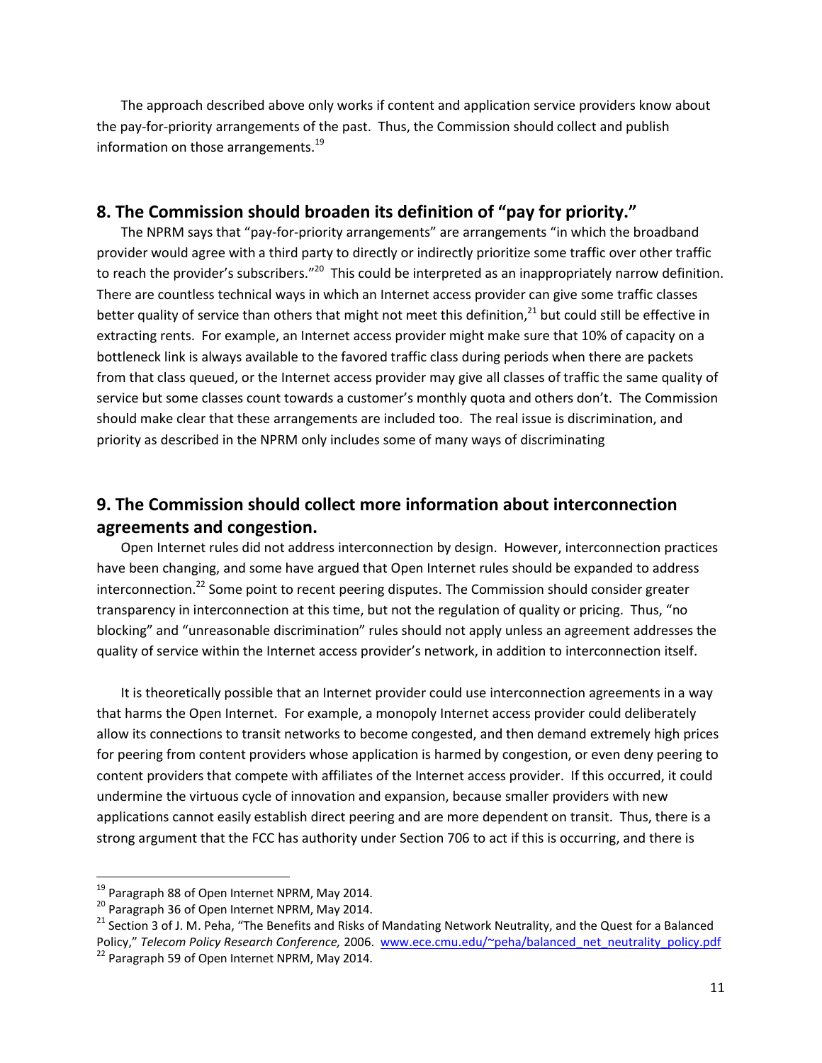The approach described above only works if content and application service providers know about the pay-for-priority arrangements of the past. Thus, the Commission should collect and publish information on those arrangements.[19]

## 8. The Commission should broaden its definition of "pay for priority."

The NPRM says that "pay-for-priority arrangements" are arrangements "in which the broadband provider would agree with a third party to directly or indirectly prioritize some traffic over other traffic to reach the provider's subscribers."[20] This could be interpreted as an inappropriately narrow definition. There are countless technical ways in which an Internet access provider can give some traffic classes better quality of service than others that might not meet this definition,[21] but could still be effective in extracting rents. For example, an Internet access provider might make sure that 10% of capacity on a bottleneck link is always available to the favored traffic class during periods when there are packets from that class queued, or the Internet access provider may give all classes of traffic the same quality of service but some classes count towards a customer's monthly quota and others don't. The Commission should make clear that these arrangements are included too. The real issue is discrimination, and priority as described in the NPRM only includes some of many ways of discriminating

## 9. The Commission should collect more information about interconnection agreements and congestion.

Open Internet rules did not address interconnection by design. However, interconnection practices have been changing, and some have argued that Open Internet rules should be expanded to address interconnection.[22] Some point to recent peering disputes. The Commission should consider greater transparency in interconnection at this time, but not the regulation of quality or pricing. Thus, "no blocking" and "unreasonable discrimination" rules should not apply unless an agreement addresses the quality of service within the Internet access provider's network, in addition to interconnection itself.

It is theoretically possible that an Internet provider could use interconnection agreements in a way that harms the Open Internet. For example, a monopoly Internet access provider could deliberately allow its connections to transit networks to become congested, and then demand extremely high prices for peering from content providers whose application is harmed by congestion, or even deny peering to content providers that compete with affiliates of the Internet access provider. If this occurred, it could undermine the virtuous cycle of innovation and expansion, because smaller providers with new applications cannot easily establish direct peering and are more dependent on transit. Thus, there is a strong argument that the FCC has authority under Section 706 to act if this is occurring, and there is

---

[19] Paragraph 88 of Open Internet NPRM, May 2014.

[20] Paragraph 36 of Open Internet NPRM, May 2014.

[21] Section 3 of J. M. Peha, "The Benefits and Risks of Mandating Network Neutrality, and the Quest for a Balanced Policy," *Telecom Policy Research Conference,* 2006. www.ece.cmu.edu/~peha/balanced_net_neutrality_policy.pdf

[22] Paragraph 59 of Open Internet NPRM, May 2014.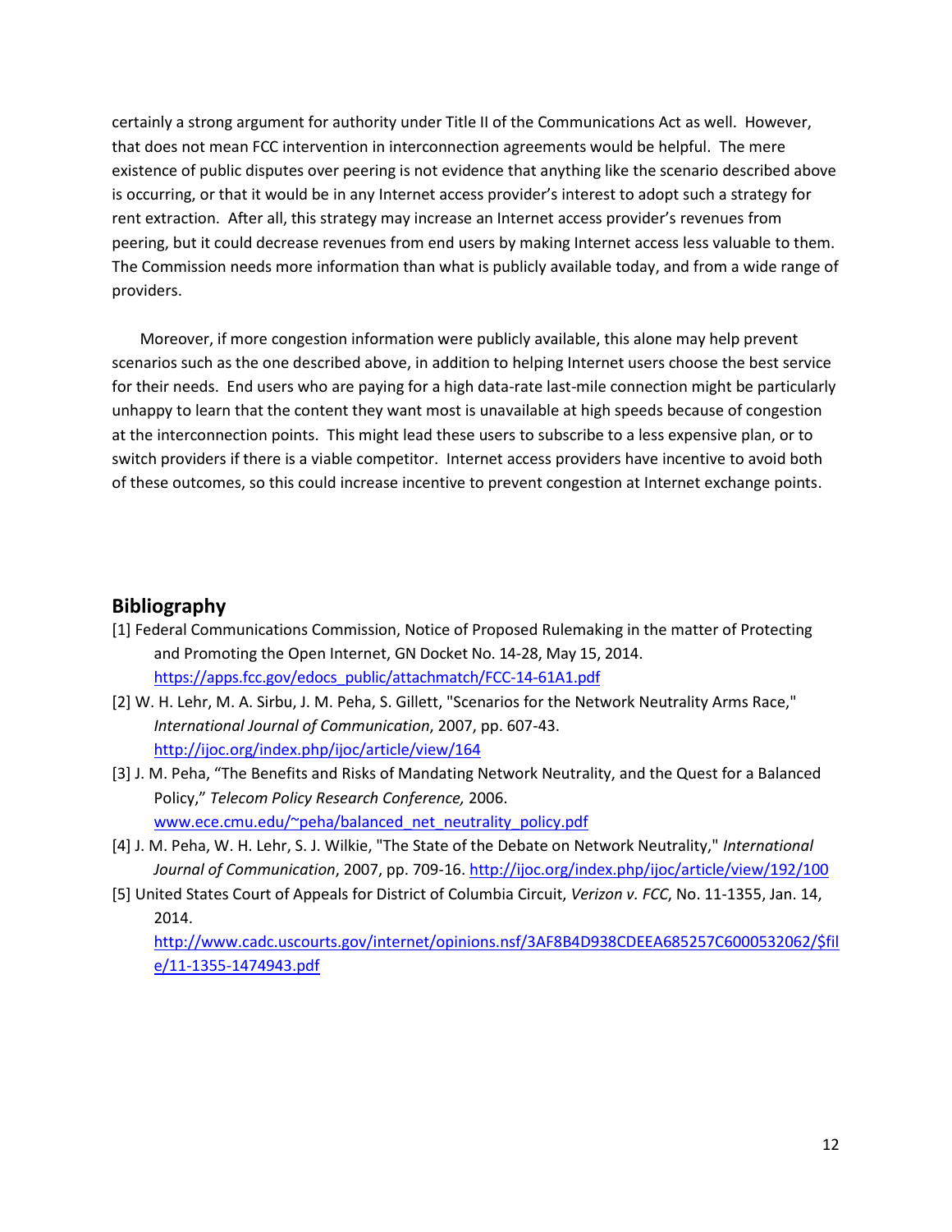certainly a strong argument for authority under Title II of the Communications Act as well. However, that does not mean FCC intervention in interconnection agreements would be helpful. The mere existence of public disputes over peering is not evidence that anything like the scenario described above is occurring, or that it would be in any Internet access provider's interest to adopt such a strategy for rent extraction. After all, this strategy may increase an Internet access provider's revenues from peering, but it could decrease revenues from end users by making Internet access less valuable to them. The Commission needs more information than what is publicly available today, and from a wide range of providers.

Moreover, if more congestion information were publicly available, this alone may help prevent scenarios such as the one described above, in addition to helping Internet users choose the best service for their needs. End users who are paying for a high data-rate last-mile connection might be particularly unhappy to learn that the content they want most is unavailable at high speeds because of congestion at the interconnection points. This might lead these users to subscribe to a less expensive plan, or to switch providers if there is a viable competitor. Internet access providers have incentive to avoid both of these outcomes, so this could increase incentive to prevent congestion at Internet exchange points.

## Bibliography

[1] Federal Communications Commission, Notice of Proposed Rulemaking in the matter of Protecting and Promoting the Open Internet, GN Docket No. 14-28, May 15, 2014. https://apps.fcc.gov/edocs_public/attachmatch/FCC-14-61A1.pdf

[2] W. H. Lehr, M. A. Sirbu, J. M. Peha, S. Gillett, "Scenarios for the Network Neutrality Arms Race," *International Journal of Communication*, 2007, pp. 607-43. http://ijoc.org/index.php/ijoc/article/view/164

[3] J. M. Peha, "The Benefits and Risks of Mandating Network Neutrality, and the Quest for a Balanced Policy," *Telecom Policy Research Conference,* 2006. www.ece.cmu.edu/~peha/balanced_net_neutrality_policy.pdf

[4] J. M. Peha, W. H. Lehr, S. J. Wilkie, "The State of the Debate on Network Neutrality," *International Journal of Communication*, 2007, pp. 709-16. http://ijoc.org/index.php/ijoc/article/view/192/100

[5] United States Court of Appeals for District of Columbia Circuit, *Verizon v. FCC*, No. 11-1355, Jan. 14, 2014. http://www.cadc.uscourts.gov/internet/opinions.nsf/3AF8B4D938CDEEA685257C6000532062/$file/11-1355-1474943.pdf